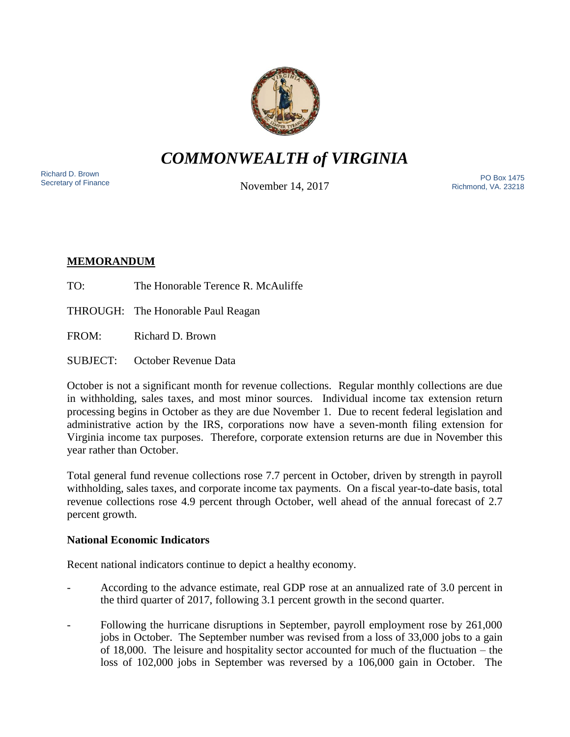# *COMMONWEALTH of VIRGINIA*

Richard D. Brown
Secretary of Finance

November 14, 2017

PO Box 1475
Richmond, VA. 23218

**MEMORANDUM**

TO: The Honorable Terence R. McAuliffe

THROUGH: The Honorable Paul Reagan

FROM: Richard D. Brown

SUBJECT: October Revenue Data

October is not a significant month for revenue collections. Regular monthly collections are due in withholding, sales taxes, and most minor sources. Individual income tax extension return processing begins in October as they are due November 1. Due to recent federal legislation and administrative action by the IRS, corporations now have a seven-month filing extension for Virginia income tax purposes. Therefore, corporate extension returns are due in November this year rather than October.

Total general fund revenue collections rose 7.7 percent in October, driven by strength in payroll withholding, sales taxes, and corporate income tax payments. On a fiscal year-to-date basis, total revenue collections rose 4.9 percent through October, well ahead of the annual forecast of 2.7 percent growth.

**National Economic Indicators**

Recent national indicators continue to depict a healthy economy.

- According to the advance estimate, real GDP rose at an annualized rate of 3.0 percent in the third quarter of 2017, following 3.1 percent growth in the second quarter.

- Following the hurricane disruptions in September, payroll employment rose by 261,000 jobs in October. The September number was revised from a loss of 33,000 jobs to a gain of 18,000. The leisure and hospitality sector accounted for much of the fluctuation – the loss of 102,000 jobs in September was reversed by a 106,000 gain in October. The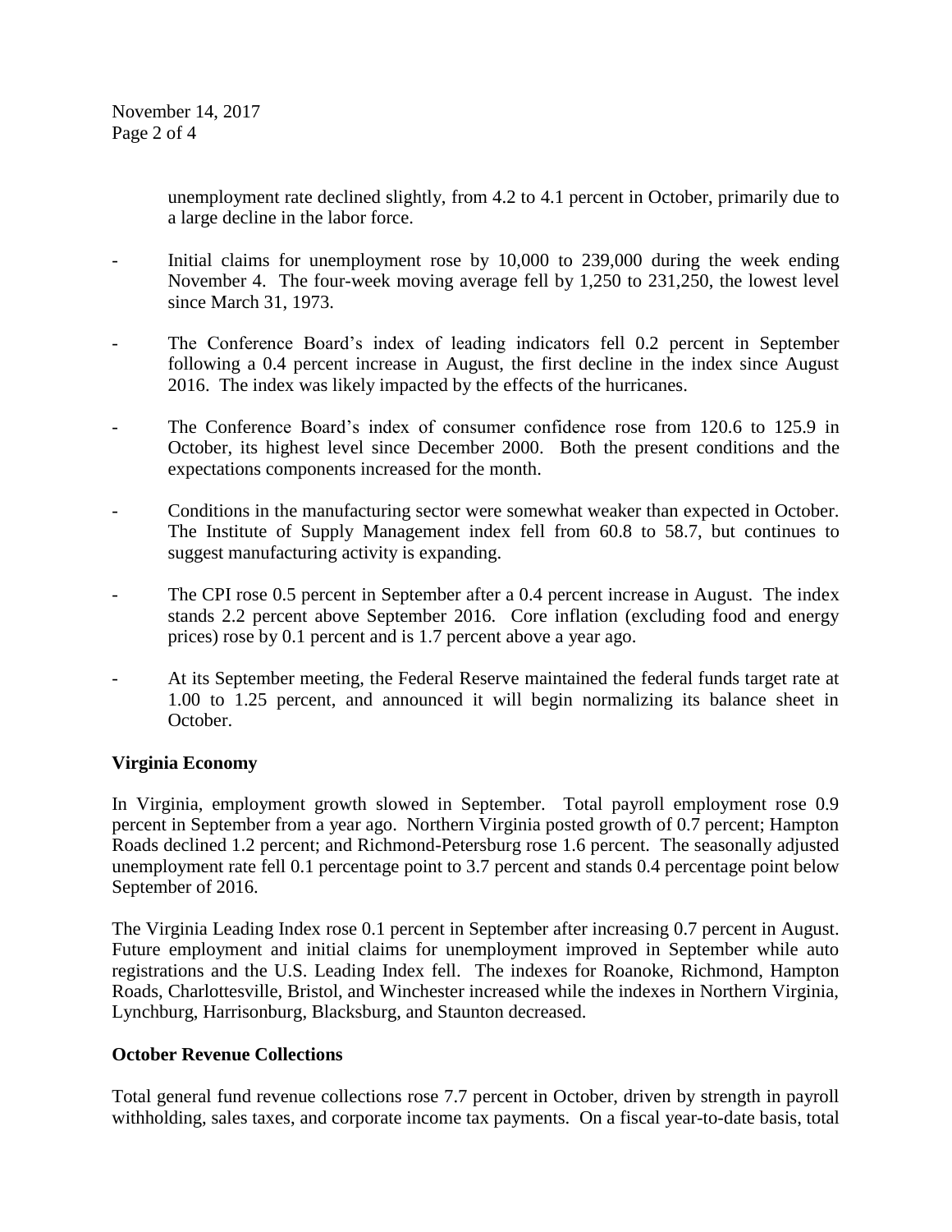unemployment rate declined slightly, from 4.2 to 4.1 percent in October, primarily due to a large decline in the labor force.

- Initial claims for unemployment rose by 10,000 to 239,000 during the week ending November 4. The four-week moving average fell by 1,250 to 231,250, the lowest level since March 31, 1973.
- The Conference Board's index of leading indicators fell 0.2 percent in September following a 0.4 percent increase in August, the first decline in the index since August 2016. The index was likely impacted by the effects of the hurricanes.
- The Conference Board's index of consumer confidence rose from 120.6 to 125.9 in October, its highest level since December 2000. Both the present conditions and the expectations components increased for the month.
- Conditions in the manufacturing sector were somewhat weaker than expected in October. The Institute of Supply Management index fell from 60.8 to 58.7, but continues to suggest manufacturing activity is expanding.
- The CPI rose 0.5 percent in September after a 0.4 percent increase in August. The index stands 2.2 percent above September 2016. Core inflation (excluding food and energy prices) rose by 0.1 percent and is 1.7 percent above a year ago.
- At its September meeting, the Federal Reserve maintained the federal funds target rate at 1.00 to 1.25 percent, and announced it will begin normalizing its balance sheet in October.

**Virginia Economy**

In Virginia, employment growth slowed in September. Total payroll employment rose 0.9 percent in September from a year ago. Northern Virginia posted growth of 0.7 percent; Hampton Roads declined 1.2 percent; and Richmond-Petersburg rose 1.6 percent. The seasonally adjusted unemployment rate fell 0.1 percentage point to 3.7 percent and stands 0.4 percentage point below September of 2016.

The Virginia Leading Index rose 0.1 percent in September after increasing 0.7 percent in August. Future employment and initial claims for unemployment improved in September while auto registrations and the U.S. Leading Index fell. The indexes for Roanoke, Richmond, Hampton Roads, Charlottesville, Bristol, and Winchester increased while the indexes in Northern Virginia, Lynchburg, Harrisonburg, Blacksburg, and Staunton decreased.

**October Revenue Collections**

Total general fund revenue collections rose 7.7 percent in October, driven by strength in payroll withholding, sales taxes, and corporate income tax payments. On a fiscal year-to-date basis, total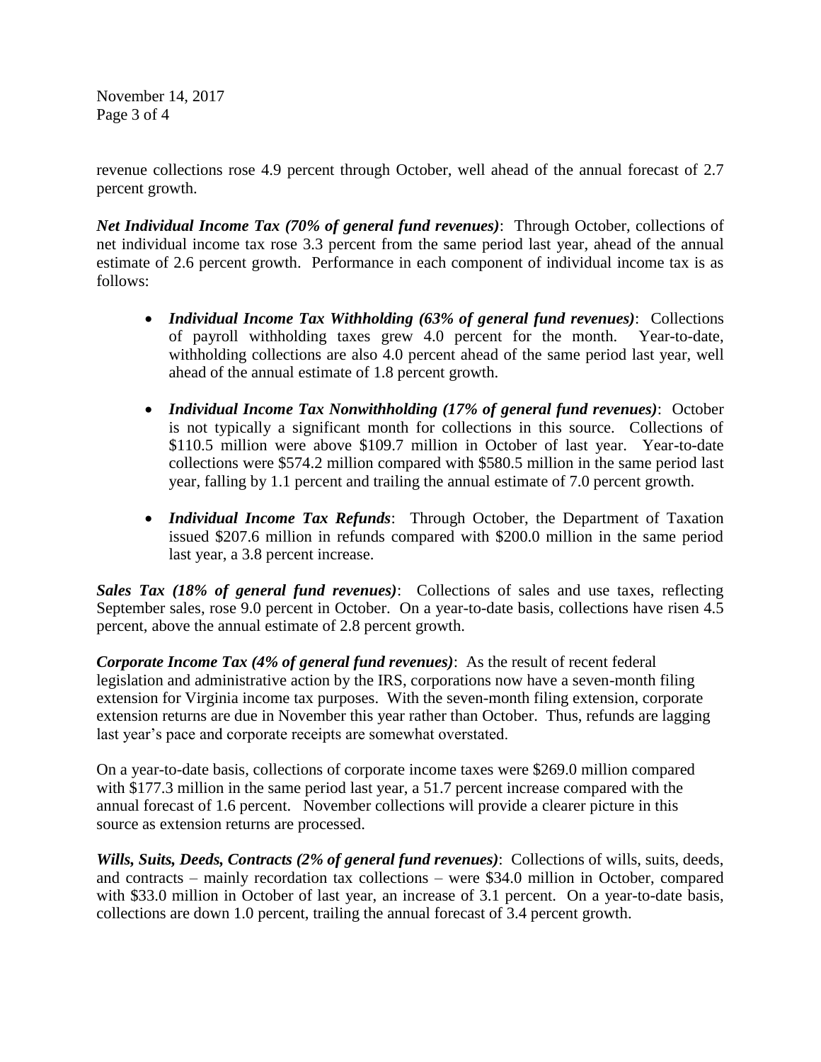revenue collections rose 4.9 percent through October, well ahead of the annual forecast of 2.7 percent growth.

***Net Individual Income Tax (70% of general fund revenues)***: Through October, collections of net individual income tax rose 3.3 percent from the same period last year, ahead of the annual estimate of 2.6 percent growth. Performance in each component of individual income tax is as follows:

- ***Individual Income Tax Withholding (63% of general fund revenues)***: Collections of payroll withholding taxes grew 4.0 percent for the month. Year-to-date, withholding collections are also 4.0 percent ahead of the same period last year, well ahead of the annual estimate of 1.8 percent growth.

- ***Individual Income Tax Nonwithholding (17% of general fund revenues)***: October is not typically a significant month for collections in this source. Collections of $110.5 million were above $109.7 million in October of last year. Year-to-date collections were $574.2 million compared with $580.5 million in the same period last year, falling by 1.1 percent and trailing the annual estimate of 7.0 percent growth.

- ***Individual Income Tax Refunds***: Through October, the Department of Taxation issued $207.6 million in refunds compared with $200.0 million in the same period last year, a 3.8 percent increase.

***Sales Tax (18% of general fund revenues)***: Collections of sales and use taxes, reflecting September sales, rose 9.0 percent in October. On a year-to-date basis, collections have risen 4.5 percent, above the annual estimate of 2.8 percent growth.

***Corporate Income Tax (4% of general fund revenues)***: As the result of recent federal legislation and administrative action by the IRS, corporations now have a seven-month filing extension for Virginia income tax purposes. With the seven-month filing extension, corporate extension returns are due in November this year rather than October. Thus, refunds are lagging last year's pace and corporate receipts are somewhat overstated.

On a year-to-date basis, collections of corporate income taxes were $269.0 million compared with $177.3 million in the same period last year, a 51.7 percent increase compared with the annual forecast of 1.6 percent. November collections will provide a clearer picture in this source as extension returns are processed.

***Wills, Suits, Deeds, Contracts (2% of general fund revenues)***: Collections of wills, suits, deeds, and contracts – mainly recordation tax collections – were $34.0 million in October, compared with $33.0 million in October of last year, an increase of 3.1 percent. On a year-to-date basis, collections are down 1.0 percent, trailing the annual forecast of 3.4 percent growth.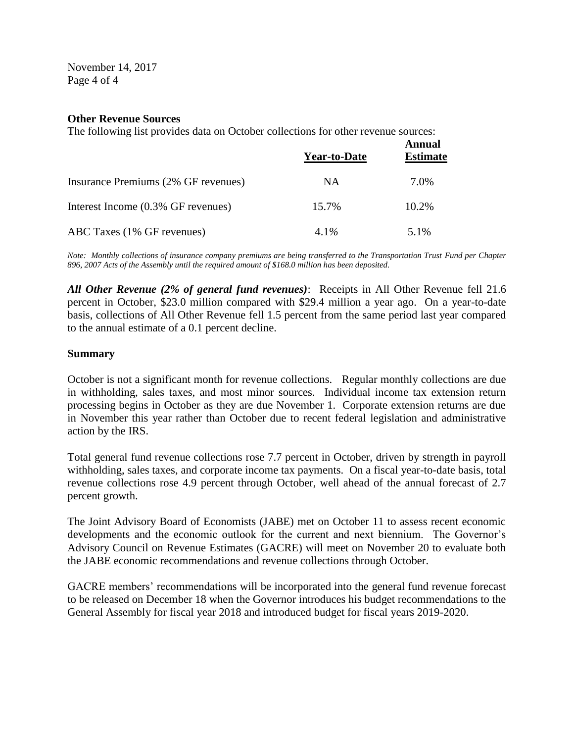## Other Revenue Sources

The following list provides data on October collections for other revenue sources:

| | Year-to-Date | Annual Estimate |
|---|---|---|
| Insurance Premiums (2% GF revenues) | NA | 7.0% |
| Interest Income (0.3% GF revenues) | 15.7% | 10.2% |
| ABC Taxes (1% GF revenues) | 4.1% | 5.1% |

*Note: Monthly collections of insurance company premiums are being transferred to the Transportation Trust Fund per Chapter 896, 2007 Acts of the Assembly until the required amount of $168.0 million has been deposited.*

***All Other Revenue (2% of general fund revenues)***: Receipts in All Other Revenue fell 21.6 percent in October, $23.0 million compared with $29.4 million a year ago. On a year-to-date basis, collections of All Other Revenue fell 1.5 percent from the same period last year compared to the annual estimate of a 0.1 percent decline.

## Summary

October is not a significant month for revenue collections. Regular monthly collections are due in withholding, sales taxes, and most minor sources. Individual income tax extension return processing begins in October as they are due November 1. Corporate extension returns are due in November this year rather than October due to recent federal legislation and administrative action by the IRS.

Total general fund revenue collections rose 7.7 percent in October, driven by strength in payroll withholding, sales taxes, and corporate income tax payments. On a fiscal year-to-date basis, total revenue collections rose 4.9 percent through October, well ahead of the annual forecast of 2.7 percent growth.

The Joint Advisory Board of Economists (JABE) met on October 11 to assess recent economic developments and the economic outlook for the current and next biennium. The Governor's Advisory Council on Revenue Estimates (GACRE) will meet on November 20 to evaluate both the JABE economic recommendations and revenue collections through October.

GACRE members' recommendations will be incorporated into the general fund revenue forecast to be released on December 18 when the Governor introduces his budget recommendations to the General Assembly for fiscal year 2018 and introduced budget for fiscal years 2019-2020.